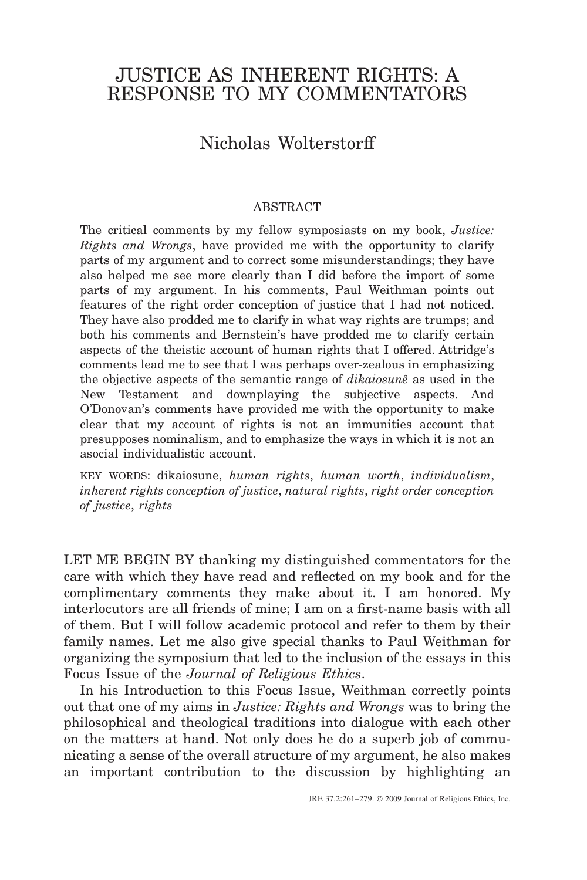# JUSTICE AS INHERENT RIGHTS: A RESPONSE TO MY COMMENTATORS

## Nicholas Wolterstorff

### ABSTRACT

The critical comments by my fellow symposiasts on my book, *Justice: Rights and Wrongs*, have provided me with the opportunity to clarify parts of my argument and to correct some misunderstandings; they have also helped me see more clearly than I did before the import of some parts of my argument. In his comments, Paul Weithman points out features of the right order conception of justice that I had not noticed. They have also prodded me to clarify in what way rights are trumps; and both his comments and Bernstein's have prodded me to clarify certain aspects of the theistic account of human rights that I offered. Attridge's comments lead me to see that I was perhaps over-zealous in emphasizing the objective aspects of the semantic range of *dikaiosunê* as used in the New Testament and downplaying the subjective aspects. And O'Donovan's comments have provided me with the opportunity to make clear that my account of rights is not an immunities account that presupposes nominalism, and to emphasize the ways in which it is not an asocial individualistic account.

KEY WORDS: dikaiosune, *human rights*, *human worth*, *individualism*, *inherent rights conception of justice*, *natural rights*, *right order conception of justice*, *rights*

LET ME BEGIN BY thanking my distinguished commentators for the care with which they have read and reflected on my book and for the complimentary comments they make about it. I am honored. My interlocutors are all friends of mine; I am on a first-name basis with all of them. But I will follow academic protocol and refer to them by their family names. Let me also give special thanks to Paul Weithman for organizing the symposium that led to the inclusion of the essays in this Focus Issue of the *Journal of Religious Ethics*.

In his Introduction to this Focus Issue, Weithman correctly points out that one of my aims in *Justice: Rights and Wrongs* was to bring the philosophical and theological traditions into dialogue with each other on the matters at hand. Not only does he do a superb job of communicating a sense of the overall structure of my argument, he also makes an important contribution to the discussion by highlighting an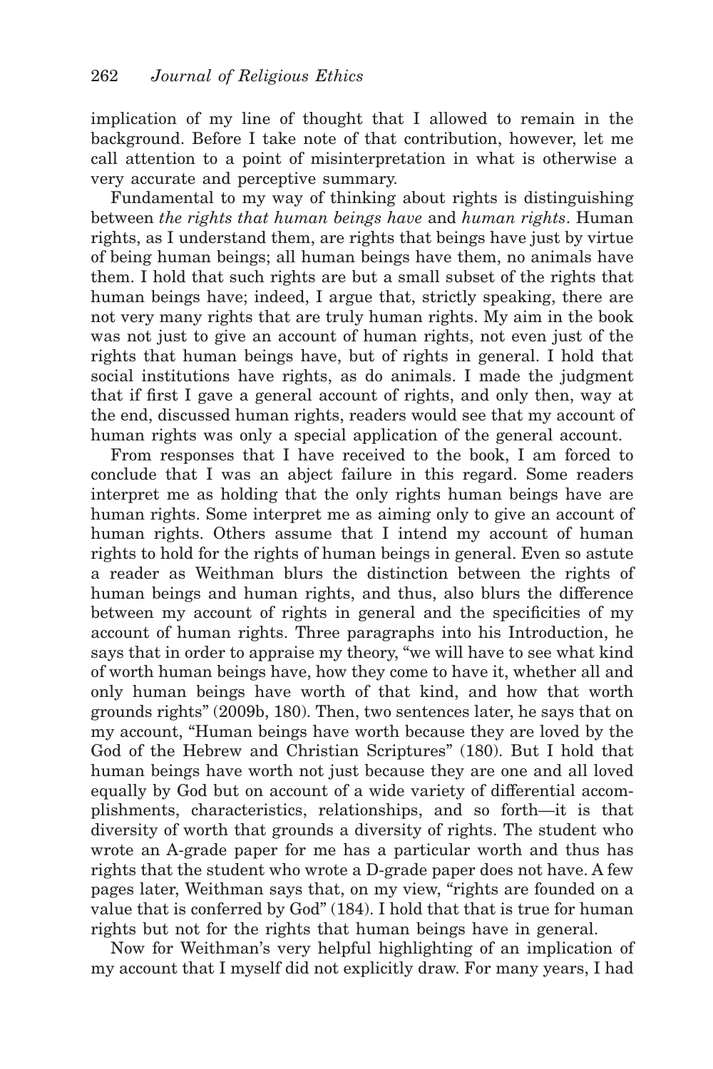implication of my line of thought that I allowed to remain in the background. Before I take note of that contribution, however, let me call attention to a point of misinterpretation in what is otherwise a very accurate and perceptive summary.

Fundamental to my way of thinking about rights is distinguishing between *the rights that human beings have* and *human rights*. Human rights, as I understand them, are rights that beings have just by virtue of being human beings; all human beings have them, no animals have them. I hold that such rights are but a small subset of the rights that human beings have; indeed, I argue that, strictly speaking, there are not very many rights that are truly human rights. My aim in the book was not just to give an account of human rights, not even just of the rights that human beings have, but of rights in general. I hold that social institutions have rights, as do animals. I made the judgment that if first I gave a general account of rights, and only then, way at the end, discussed human rights, readers would see that my account of human rights was only a special application of the general account.

From responses that I have received to the book, I am forced to conclude that I was an abject failure in this regard. Some readers interpret me as holding that the only rights human beings have are human rights. Some interpret me as aiming only to give an account of human rights. Others assume that I intend my account of human rights to hold for the rights of human beings in general. Even so astute a reader as Weithman blurs the distinction between the rights of human beings and human rights, and thus, also blurs the difference between my account of rights in general and the specificities of my account of human rights. Three paragraphs into his Introduction, he says that in order to appraise my theory, "we will have to see what kind of worth human beings have, how they come to have it, whether all and only human beings have worth of that kind, and how that worth grounds rights" (2009b, 180). Then, two sentences later, he says that on my account, "Human beings have worth because they are loved by the God of the Hebrew and Christian Scriptures" (180). But I hold that human beings have worth not just because they are one and all loved equally by God but on account of a wide variety of differential accomplishments, characteristics, relationships, and so forth—it is that diversity of worth that grounds a diversity of rights. The student who wrote an A-grade paper for me has a particular worth and thus has rights that the student who wrote a D-grade paper does not have. A few pages later, Weithman says that, on my view, "rights are founded on a value that is conferred by God" (184). I hold that that is true for human rights but not for the rights that human beings have in general.

Now for Weithman's very helpful highlighting of an implication of my account that I myself did not explicitly draw. For many years, I had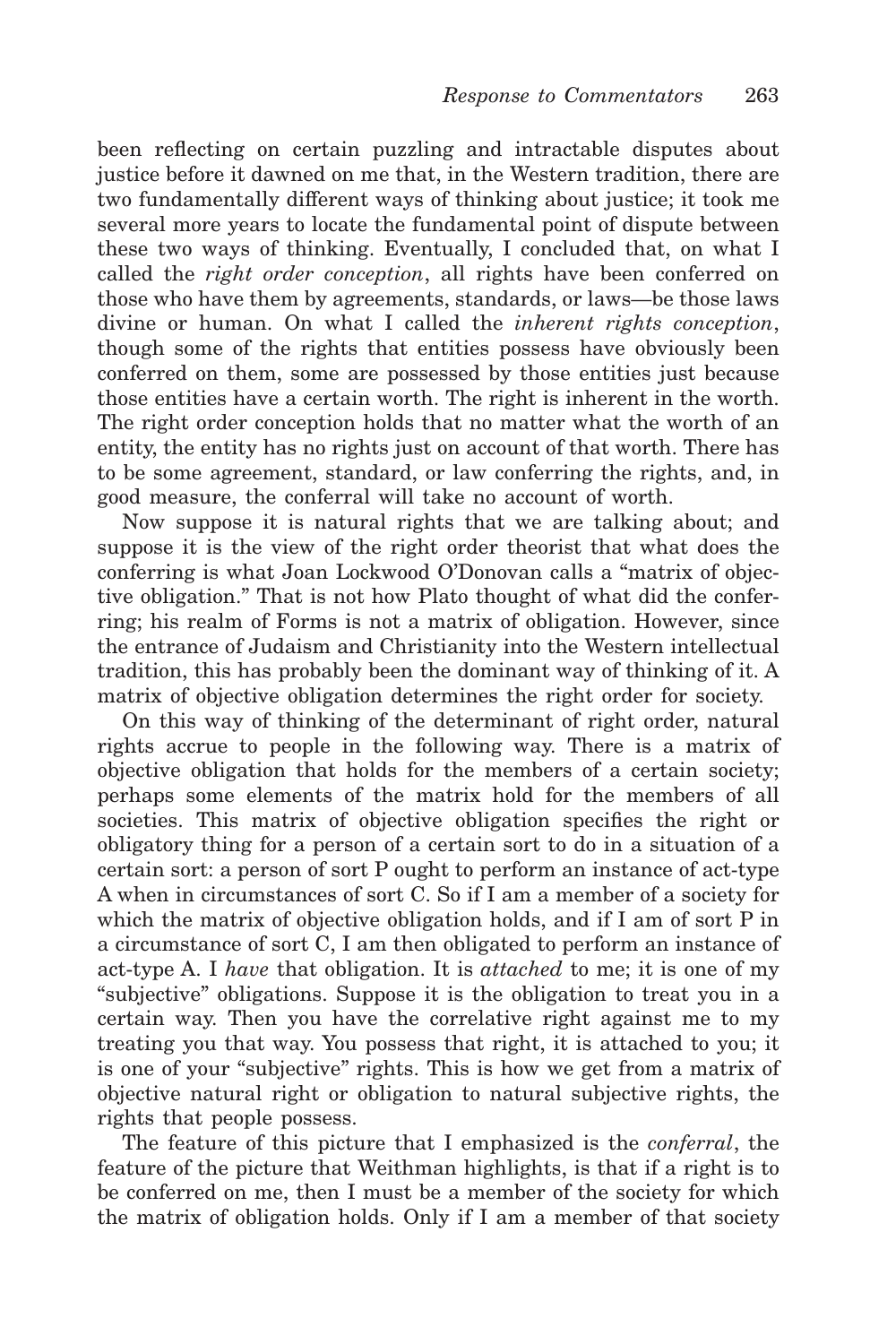been reflecting on certain puzzling and intractable disputes about justice before it dawned on me that, in the Western tradition, there are two fundamentally different ways of thinking about justice; it took me several more years to locate the fundamental point of dispute between these two ways of thinking. Eventually, I concluded that, on what I called the *right order conception*, all rights have been conferred on those who have them by agreements, standards, or laws—be those laws divine or human. On what I called the *inherent rights conception*, though some of the rights that entities possess have obviously been conferred on them, some are possessed by those entities just because those entities have a certain worth. The right is inherent in the worth. The right order conception holds that no matter what the worth of an entity, the entity has no rights just on account of that worth. There has to be some agreement, standard, or law conferring the rights, and, in good measure, the conferral will take no account of worth.

Now suppose it is natural rights that we are talking about; and suppose it is the view of the right order theorist that what does the conferring is what Joan Lockwood O'Donovan calls a "matrix of objective obligation." That is not how Plato thought of what did the conferring; his realm of Forms is not a matrix of obligation. However, since the entrance of Judaism and Christianity into the Western intellectual tradition, this has probably been the dominant way of thinking of it. A matrix of objective obligation determines the right order for society.

On this way of thinking of the determinant of right order, natural rights accrue to people in the following way. There is a matrix of objective obligation that holds for the members of a certain society; perhaps some elements of the matrix hold for the members of all societies. This matrix of objective obligation specifies the right or obligatory thing for a person of a certain sort to do in a situation of a certain sort: a person of sort P ought to perform an instance of act-type A when in circumstances of sort C. So if I am a member of a society for which the matrix of objective obligation holds, and if I am of sort P in a circumstance of sort C, I am then obligated to perform an instance of act-type A. I *have* that obligation. It is *attached* to me; it is one of my "subjective" obligations. Suppose it is the obligation to treat you in a certain way. Then you have the correlative right against me to my treating you that way. You possess that right, it is attached to you; it is one of your "subjective" rights. This is how we get from a matrix of objective natural right or obligation to natural subjective rights, the rights that people possess.

The feature of this picture that I emphasized is the *conferral*, the feature of the picture that Weithman highlights, is that if a right is to be conferred on me, then I must be a member of the society for which the matrix of obligation holds. Only if I am a member of that society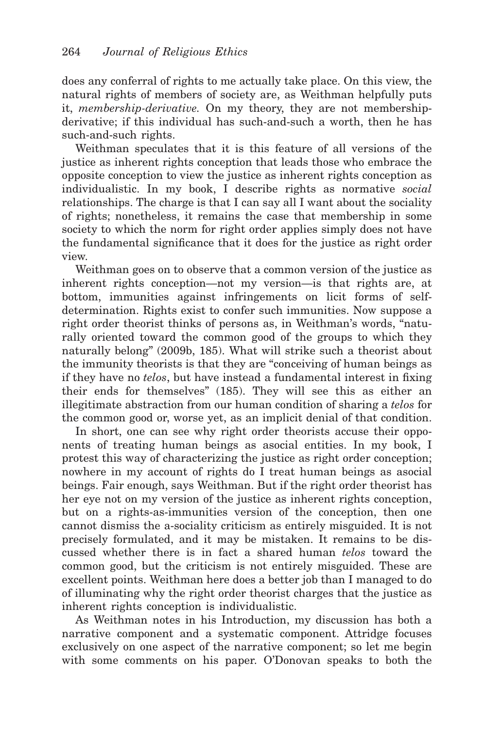does any conferral of rights to me actually take place. On this view, the natural rights of members of society are, as Weithman helpfully puts it, *membership-derivative.* On my theory, they are not membership-derivative; if this individual has such-and-such a worth, then he has such-and-such rights.

Weithman speculates that it is this feature of all versions of the justice as inherent rights conception that leads those who embrace the opposite conception to view the justice as inherent rights conception as individualistic. In my book, I describe rights as normative *social* relationships. The charge is that I can say all I want about the sociality of rights; nonetheless, it remains the case that membership in some society to which the norm for right order applies simply does not have the fundamental significance that it does for the justice as right order view.

Weithman goes on to observe that a common version of the justice as inherent rights conception—not my version—is that rights are, at bottom, immunities against infringements on licit forms of self-determination. Rights exist to confer such immunities. Now suppose a right order theorist thinks of persons as, in Weithman's words, "naturally oriented toward the common good of the groups to which they naturally belong" (2009b, 185). What will strike such a theorist about the immunity theorists is that they are "conceiving of human beings as if they have no *telos*, but have instead a fundamental interest in fixing their ends for themselves" (185). They will see this as either an illegitimate abstraction from our human condition of sharing a *telos* for the common good or, worse yet, as an implicit denial of that condition.

In short, one can see why right order theorists accuse their opponents of treating human beings as asocial entities. In my book, I protest this way of characterizing the justice as right order conception; nowhere in my account of rights do I treat human beings as asocial beings. Fair enough, says Weithman. But if the right order theorist has her eye not on my version of the justice as inherent rights conception, but on a rights-as-immunities version of the conception, then one cannot dismiss the a-sociality criticism as entirely misguided. It is not precisely formulated, and it may be mistaken. It remains to be discussed whether there is in fact a shared human *telos* toward the common good, but the criticism is not entirely misguided. These are excellent points. Weithman here does a better job than I managed to do of illuminating why the right order theorist charges that the justice as inherent rights conception is individualistic.

As Weithman notes in his Introduction, my discussion has both a narrative component and a systematic component. Attridge focuses exclusively on one aspect of the narrative component; so let me begin with some comments on his paper. O'Donovan speaks to both the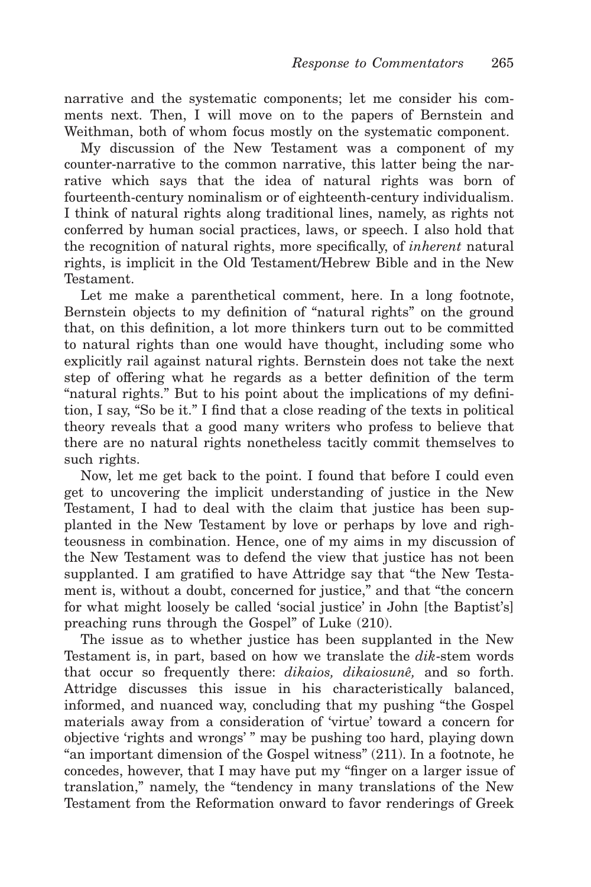narrative and the systematic components; let me consider his comments next. Then, I will move on to the papers of Bernstein and Weithman, both of whom focus mostly on the systematic component.

My discussion of the New Testament was a component of my counter-narrative to the common narrative, this latter being the narrative which says that the idea of natural rights was born of fourteenth-century nominalism or of eighteenth-century individualism. I think of natural rights along traditional lines, namely, as rights not conferred by human social practices, laws, or speech. I also hold that the recognition of natural rights, more specifically, of *inherent* natural rights, is implicit in the Old Testament/Hebrew Bible and in the New Testament.

Let me make a parenthetical comment, here. In a long footnote, Bernstein objects to my definition of "natural rights" on the ground that, on this definition, a lot more thinkers turn out to be committed to natural rights than one would have thought, including some who explicitly rail against natural rights. Bernstein does not take the next step of offering what he regards as a better definition of the term "natural rights." But to his point about the implications of my definition, I say, "So be it." I find that a close reading of the texts in political theory reveals that a good many writers who profess to believe that there are no natural rights nonetheless tacitly commit themselves to such rights.

Now, let me get back to the point. I found that before I could even get to uncovering the implicit understanding of justice in the New Testament, I had to deal with the claim that justice has been supplanted in the New Testament by love or perhaps by love and righteousness in combination. Hence, one of my aims in my discussion of the New Testament was to defend the view that justice has not been supplanted. I am gratified to have Attridge say that "the New Testament is, without a doubt, concerned for justice," and that "the concern for what might loosely be called 'social justice' in John [the Baptist's] preaching runs through the Gospel" of Luke (210).

The issue as to whether justice has been supplanted in the New Testament is, in part, based on how we translate the *dik*-stem words that occur so frequently there: *dikaios, dikaiosunê,* and so forth. Attridge discusses this issue in his characteristically balanced, informed, and nuanced way, concluding that my pushing "the Gospel materials away from a consideration of 'virtue' toward a concern for objective 'rights and wrongs' " may be pushing too hard, playing down "an important dimension of the Gospel witness" (211). In a footnote, he concedes, however, that I may have put my "finger on a larger issue of translation," namely, the "tendency in many translations of the New Testament from the Reformation onward to favor renderings of Greek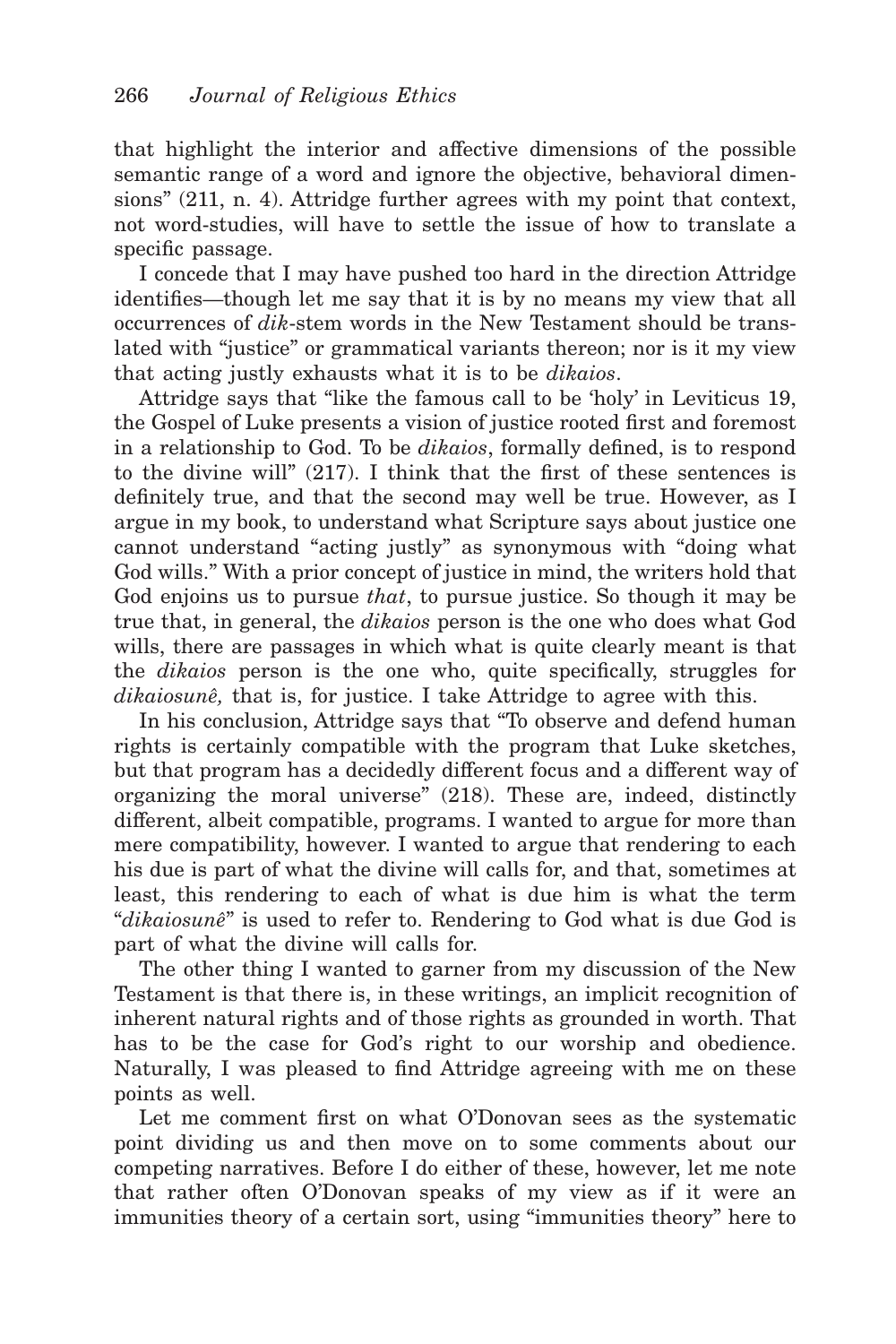that highlight the interior and affective dimensions of the possible semantic range of a word and ignore the objective, behavioral dimensions" (211, n. 4). Attridge further agrees with my point that context, not word-studies, will have to settle the issue of how to translate a specific passage.

I concede that I may have pushed too hard in the direction Attridge identifies—though let me say that it is by no means my view that all occurrences of *dik*-stem words in the New Testament should be translated with "justice" or grammatical variants thereon; nor is it my view that acting justly exhausts what it is to be *dikaios*.

Attridge says that "like the famous call to be 'holy' in Leviticus 19, the Gospel of Luke presents a vision of justice rooted first and foremost in a relationship to God. To be *dikaios*, formally defined, is to respond to the divine will" (217). I think that the first of these sentences is definitely true, and that the second may well be true. However, as I argue in my book, to understand what Scripture says about justice one cannot understand "acting justly" as synonymous with "doing what God wills." With a prior concept of justice in mind, the writers hold that God enjoins us to pursue *that*, to pursue justice. So though it may be true that, in general, the *dikaios* person is the one who does what God wills, there are passages in which what is quite clearly meant is that the *dikaios* person is the one who, quite specifically, struggles for *dikaiosunê,* that is, for justice. I take Attridge to agree with this.

In his conclusion, Attridge says that "To observe and defend human rights is certainly compatible with the program that Luke sketches, but that program has a decidedly different focus and a different way of organizing the moral universe" (218). These are, indeed, distinctly different, albeit compatible, programs. I wanted to argue for more than mere compatibility, however. I wanted to argue that rendering to each his due is part of what the divine will calls for, and that, sometimes at least, this rendering to each of what is due him is what the term "*dikaiosunê*" is used to refer to. Rendering to God what is due God is part of what the divine will calls for.

The other thing I wanted to garner from my discussion of the New Testament is that there is, in these writings, an implicit recognition of inherent natural rights and of those rights as grounded in worth. That has to be the case for God's right to our worship and obedience. Naturally, I was pleased to find Attridge agreeing with me on these points as well.

Let me comment first on what O'Donovan sees as the systematic point dividing us and then move on to some comments about our competing narratives. Before I do either of these, however, let me note that rather often O'Donovan speaks of my view as if it were an immunities theory of a certain sort, using "immunities theory" here to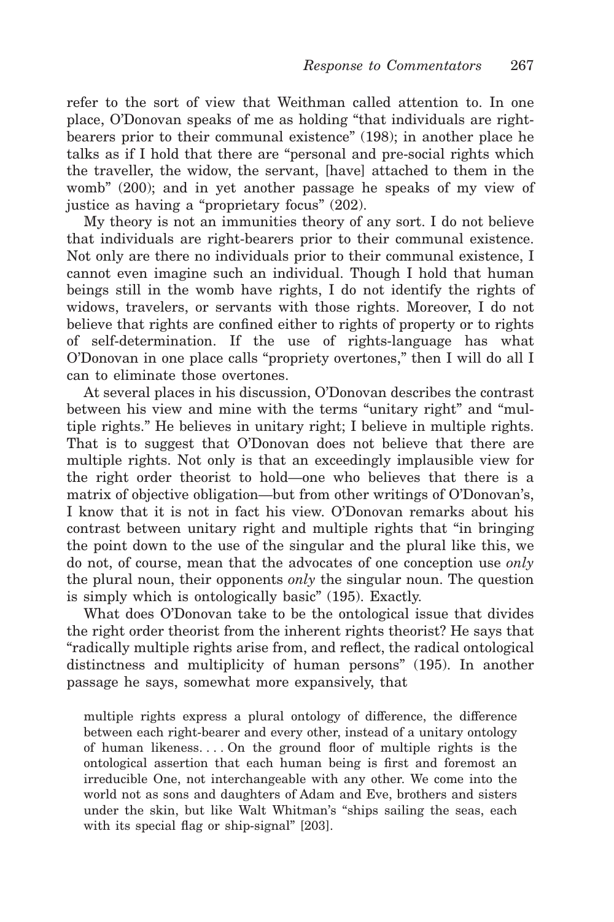refer to the sort of view that Weithman called attention to. In one place, O'Donovan speaks of me as holding "that individuals are right-bearers prior to their communal existence" (198); in another place he talks as if I hold that there are "personal and pre-social rights which the traveller, the widow, the servant, [have] attached to them in the womb" (200); and in yet another passage he speaks of my view of justice as having a "proprietary focus" (202).

My theory is not an immunities theory of any sort. I do not believe that individuals are right-bearers prior to their communal existence. Not only are there no individuals prior to their communal existence, I cannot even imagine such an individual. Though I hold that human beings still in the womb have rights, I do not identify the rights of widows, travelers, or servants with those rights. Moreover, I do not believe that rights are confined either to rights of property or to rights of self-determination. If the use of rights-language has what O'Donovan in one place calls "propriety overtones," then I will do all I can to eliminate those overtones.

At several places in his discussion, O'Donovan describes the contrast between his view and mine with the terms "unitary right" and "multiple rights." He believes in unitary right; I believe in multiple rights. That is to suggest that O'Donovan does not believe that there are multiple rights. Not only is that an exceedingly implausible view for the right order theorist to hold—one who believes that there is a matrix of objective obligation—but from other writings of O'Donovan's, I know that it is not in fact his view. O'Donovan remarks about his contrast between unitary right and multiple rights that "in bringing the point down to the use of the singular and the plural like this, we do not, of course, mean that the advocates of one conception use *only* the plural noun, their opponents *only* the singular noun. The question is simply which is ontologically basic" (195). Exactly.

What does O'Donovan take to be the ontological issue that divides the right order theorist from the inherent rights theorist? He says that "radically multiple rights arise from, and reflect, the radical ontological distinctness and multiplicity of human persons" (195). In another passage he says, somewhat more expansively, that

> multiple rights express a plural ontology of difference, the difference between each right-bearer and every other, instead of a unitary ontology of human likeness. . . . On the ground floor of multiple rights is the ontological assertion that each human being is first and foremost an irreducible One, not interchangeable with any other. We come into the world not as sons and daughters of Adam and Eve, brothers and sisters under the skin, but like Walt Whitman's "ships sailing the seas, each with its special flag or ship-signal" [203].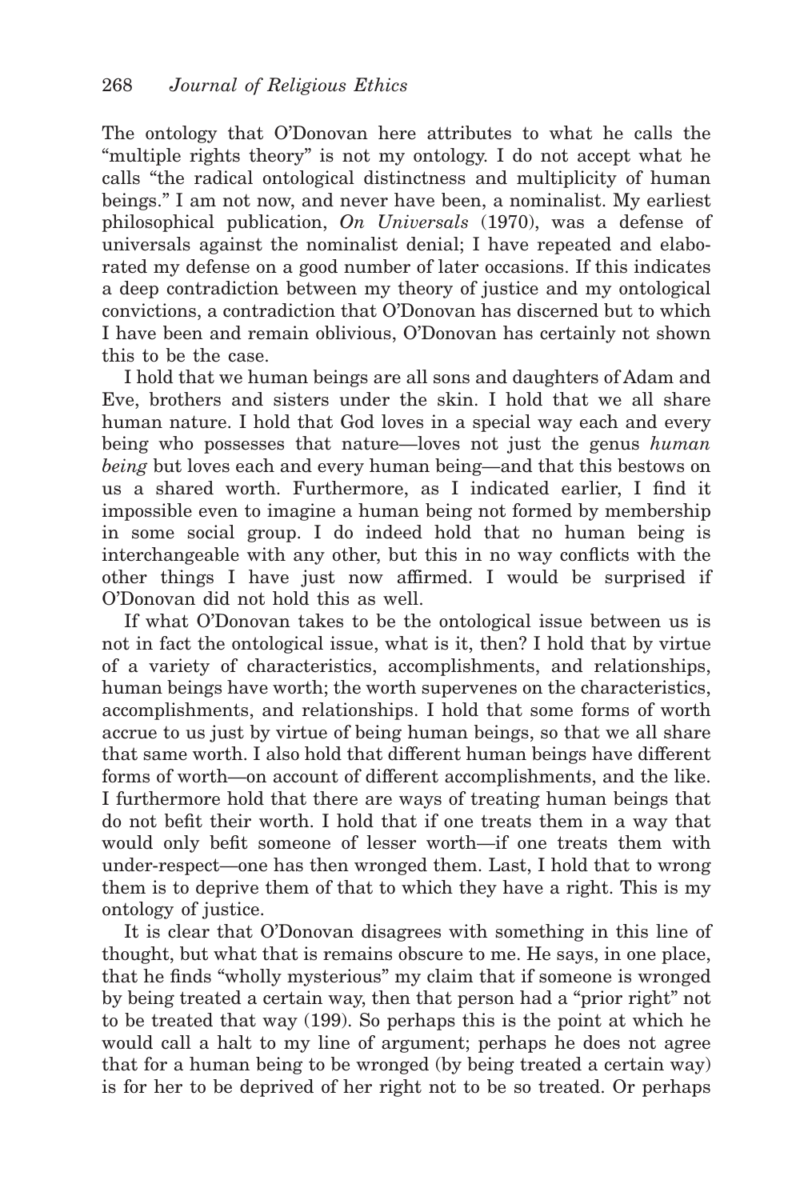The ontology that O'Donovan here attributes to what he calls the "multiple rights theory" is not my ontology. I do not accept what he calls "the radical ontological distinctness and multiplicity of human beings." I am not now, and never have been, a nominalist. My earliest philosophical publication, *On Universals* (1970), was a defense of universals against the nominalist denial; I have repeated and elaborated my defense on a good number of later occasions. If this indicates a deep contradiction between my theory of justice and my ontological convictions, a contradiction that O'Donovan has discerned but to which I have been and remain oblivious, O'Donovan has certainly not shown this to be the case.

I hold that we human beings are all sons and daughters of Adam and Eve, brothers and sisters under the skin. I hold that we all share human nature. I hold that God loves in a special way each and every being who possesses that nature—loves not just the genus *human being* but loves each and every human being—and that this bestows on us a shared worth. Furthermore, as I indicated earlier, I find it impossible even to imagine a human being not formed by membership in some social group. I do indeed hold that no human being is interchangeable with any other, but this in no way conflicts with the other things I have just now affirmed. I would be surprised if O'Donovan did not hold this as well.

If what O'Donovan takes to be the ontological issue between us is not in fact the ontological issue, what is it, then? I hold that by virtue of a variety of characteristics, accomplishments, and relationships, human beings have worth; the worth supervenes on the characteristics, accomplishments, and relationships. I hold that some forms of worth accrue to us just by virtue of being human beings, so that we all share that same worth. I also hold that different human beings have different forms of worth—on account of different accomplishments, and the like. I furthermore hold that there are ways of treating human beings that do not befit their worth. I hold that if one treats them in a way that would only befit someone of lesser worth—if one treats them with under-respect—one has then wronged them. Last, I hold that to wrong them is to deprive them of that to which they have a right. This is my ontology of justice.

It is clear that O'Donovan disagrees with something in this line of thought, but what that is remains obscure to me. He says, in one place, that he finds "wholly mysterious" my claim that if someone is wronged by being treated a certain way, then that person had a "prior right" not to be treated that way (199). So perhaps this is the point at which he would call a halt to my line of argument; perhaps he does not agree that for a human being to be wronged (by being treated a certain way) is for her to be deprived of her right not to be so treated. Or perhaps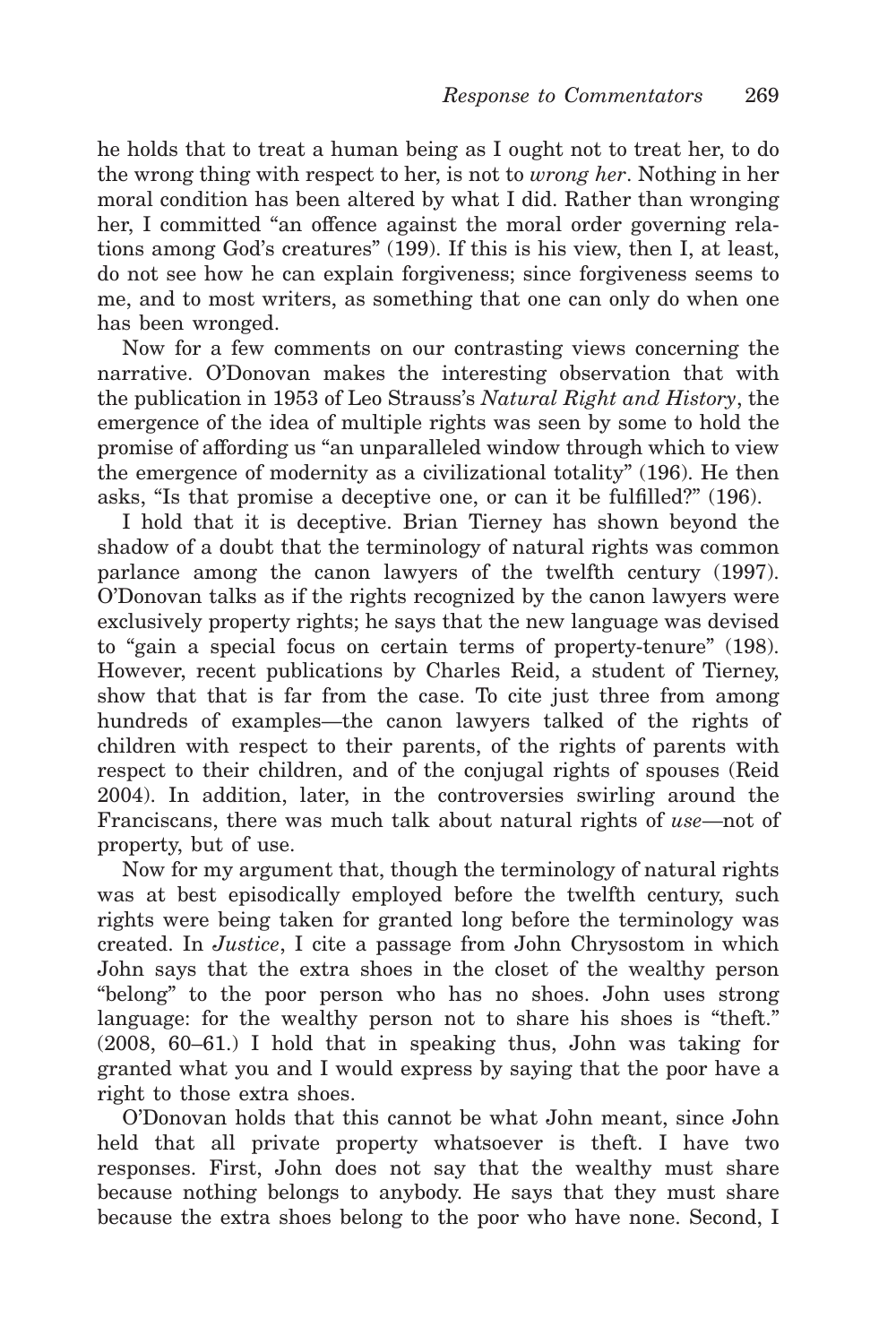he holds that to treat a human being as I ought not to treat her, to do the wrong thing with respect to her, is not to *wrong her*. Nothing in her moral condition has been altered by what I did. Rather than wronging her, I committed "an offence against the moral order governing relations among God's creatures" (199). If this is his view, then I, at least, do not see how he can explain forgiveness; since forgiveness seems to me, and to most writers, as something that one can only do when one has been wronged.

Now for a few comments on our contrasting views concerning the narrative. O'Donovan makes the interesting observation that with the publication in 1953 of Leo Strauss's *Natural Right and History*, the emergence of the idea of multiple rights was seen by some to hold the promise of affording us "an unparalleled window through which to view the emergence of modernity as a civilizational totality" (196). He then asks, "Is that promise a deceptive one, or can it be fulfilled?" (196).

I hold that it is deceptive. Brian Tierney has shown beyond the shadow of a doubt that the terminology of natural rights was common parlance among the canon lawyers of the twelfth century (1997). O'Donovan talks as if the rights recognized by the canon lawyers were exclusively property rights; he says that the new language was devised to "gain a special focus on certain terms of property-tenure" (198). However, recent publications by Charles Reid, a student of Tierney, show that that is far from the case. To cite just three from among hundreds of examples—the canon lawyers talked of the rights of children with respect to their parents, of the rights of parents with respect to their children, and of the conjugal rights of spouses (Reid 2004). In addition, later, in the controversies swirling around the Franciscans, there was much talk about natural rights of *use*—not of property, but of use.

Now for my argument that, though the terminology of natural rights was at best episodically employed before the twelfth century, such rights were being taken for granted long before the terminology was created. In *Justice*, I cite a passage from John Chrysostom in which John says that the extra shoes in the closet of the wealthy person "belong" to the poor person who has no shoes. John uses strong language: for the wealthy person not to share his shoes is "theft." (2008, 60–61.) I hold that in speaking thus, John was taking for granted what you and I would express by saying that the poor have a right to those extra shoes.

O'Donovan holds that this cannot be what John meant, since John held that all private property whatsoever is theft. I have two responses. First, John does not say that the wealthy must share because nothing belongs to anybody. He says that they must share because the extra shoes belong to the poor who have none. Second, I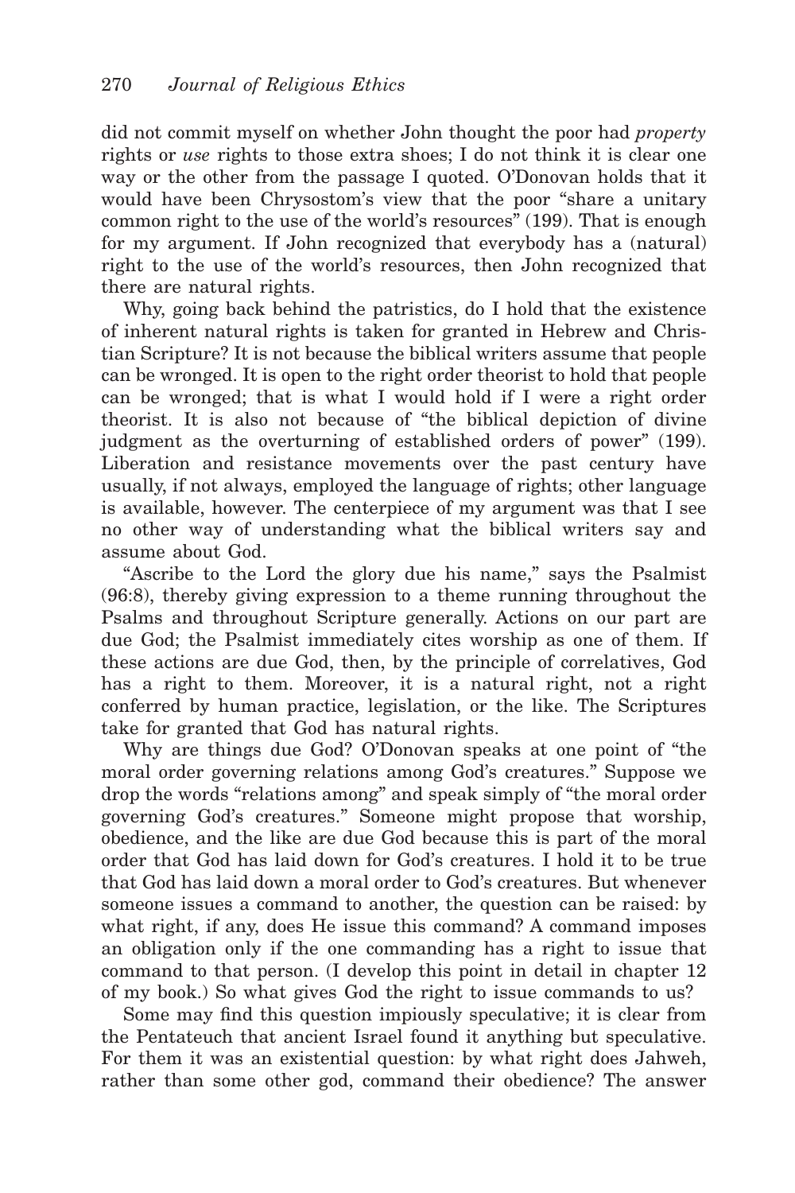did not commit myself on whether John thought the poor had *property* rights or *use* rights to those extra shoes; I do not think it is clear one way or the other from the passage I quoted. O'Donovan holds that it would have been Chrysostom's view that the poor "share a unitary common right to the use of the world's resources" (199). That is enough for my argument. If John recognized that everybody has a (natural) right to the use of the world's resources, then John recognized that there are natural rights.

Why, going back behind the patristics, do I hold that the existence of inherent natural rights is taken for granted in Hebrew and Christian Scripture? It is not because the biblical writers assume that people can be wronged. It is open to the right order theorist to hold that people can be wronged; that is what I would hold if I were a right order theorist. It is also not because of "the biblical depiction of divine judgment as the overturning of established orders of power" (199). Liberation and resistance movements over the past century have usually, if not always, employed the language of rights; other language is available, however. The centerpiece of my argument was that I see no other way of understanding what the biblical writers say and assume about God.

"Ascribe to the Lord the glory due his name," says the Psalmist (96:8), thereby giving expression to a theme running throughout the Psalms and throughout Scripture generally. Actions on our part are due God; the Psalmist immediately cites worship as one of them. If these actions are due God, then, by the principle of correlatives, God has a right to them. Moreover, it is a natural right, not a right conferred by human practice, legislation, or the like. The Scriptures take for granted that God has natural rights.

Why are things due God? O'Donovan speaks at one point of "the moral order governing relations among God's creatures." Suppose we drop the words "relations among" and speak simply of "the moral order governing God's creatures." Someone might propose that worship, obedience, and the like are due God because this is part of the moral order that God has laid down for God's creatures. I hold it to be true that God has laid down a moral order to God's creatures. But whenever someone issues a command to another, the question can be raised: by what right, if any, does He issue this command? A command imposes an obligation only if the one commanding has a right to issue that command to that person. (I develop this point in detail in chapter 12 of my book.) So what gives God the right to issue commands to us?

Some may find this question impiously speculative; it is clear from the Pentateuch that ancient Israel found it anything but speculative. For them it was an existential question: by what right does Jahweh, rather than some other god, command their obedience? The answer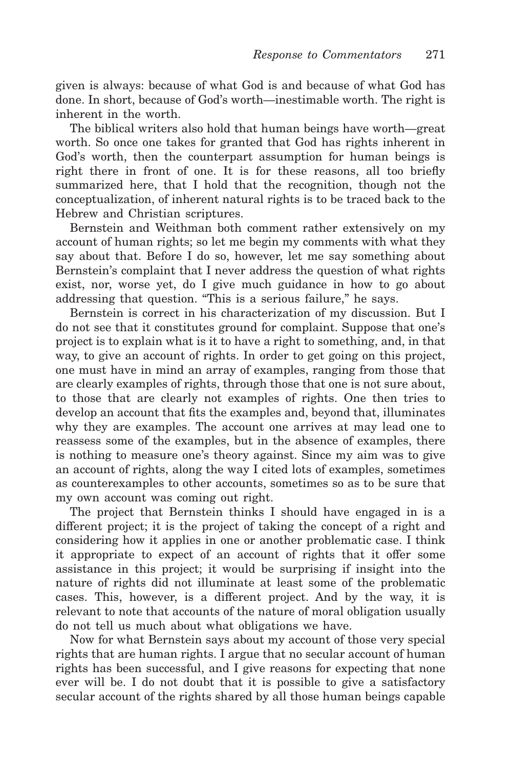given is always: because of what God is and because of what God has done. In short, because of God's worth—inestimable worth. The right is inherent in the worth.

The biblical writers also hold that human beings have worth—great worth. So once one takes for granted that God has rights inherent in God's worth, then the counterpart assumption for human beings is right there in front of one. It is for these reasons, all too briefly summarized here, that I hold that the recognition, though not the conceptualization, of inherent natural rights is to be traced back to the Hebrew and Christian scriptures.

Bernstein and Weithman both comment rather extensively on my account of human rights; so let me begin my comments with what they say about that. Before I do so, however, let me say something about Bernstein's complaint that I never address the question of what rights exist, nor, worse yet, do I give much guidance in how to go about addressing that question. "This is a serious failure," he says.

Bernstein is correct in his characterization of my discussion. But I do not see that it constitutes ground for complaint. Suppose that one's project is to explain what is it to have a right to something, and, in that way, to give an account of rights. In order to get going on this project, one must have in mind an array of examples, ranging from those that are clearly examples of rights, through those that one is not sure about, to those that are clearly not examples of rights. One then tries to develop an account that fits the examples and, beyond that, illuminates why they are examples. The account one arrives at may lead one to reassess some of the examples, but in the absence of examples, there is nothing to measure one's theory against. Since my aim was to give an account of rights, along the way I cited lots of examples, sometimes as counterexamples to other accounts, sometimes so as to be sure that my own account was coming out right.

The project that Bernstein thinks I should have engaged in is a different project; it is the project of taking the concept of a right and considering how it applies in one or another problematic case. I think it appropriate to expect of an account of rights that it offer some assistance in this project; it would be surprising if insight into the nature of rights did not illuminate at least some of the problematic cases. This, however, is a different project. And by the way, it is relevant to note that accounts of the nature of moral obligation usually do not tell us much about what obligations we have.

Now for what Bernstein says about my account of those very special rights that are human rights. I argue that no secular account of human rights has been successful, and I give reasons for expecting that none ever will be. I do not doubt that it is possible to give a satisfactory secular account of the rights shared by all those human beings capable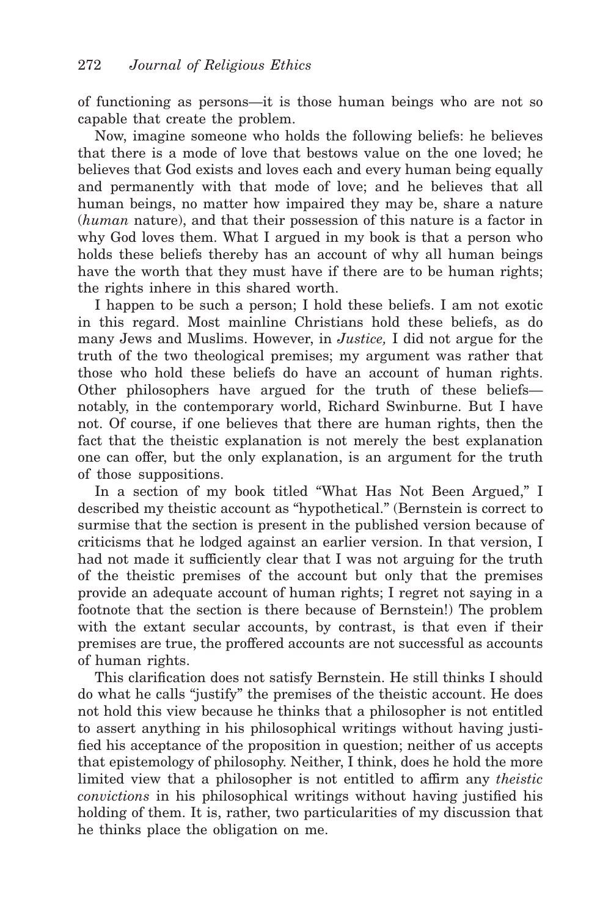of functioning as persons—it is those human beings who are not so capable that create the problem.

Now, imagine someone who holds the following beliefs: he believes that there is a mode of love that bestows value on the one loved; he believes that God exists and loves each and every human being equally and permanently with that mode of love; and he believes that all human beings, no matter how impaired they may be, share a nature (*human* nature), and that their possession of this nature is a factor in why God loves them. What I argued in my book is that a person who holds these beliefs thereby has an account of why all human beings have the worth that they must have if there are to be human rights; the rights inhere in this shared worth.

I happen to be such a person; I hold these beliefs. I am not exotic in this regard. Most mainline Christians hold these beliefs, as do many Jews and Muslims. However, in *Justice,* I did not argue for the truth of the two theological premises; my argument was rather that those who hold these beliefs do have an account of human rights. Other philosophers have argued for the truth of these beliefs—notably, in the contemporary world, Richard Swinburne. But I have not. Of course, if one believes that there are human rights, then the fact that the theistic explanation is not merely the best explanation one can offer, but the only explanation, is an argument for the truth of those suppositions.

In a section of my book titled "What Has Not Been Argued," I described my theistic account as "hypothetical." (Bernstein is correct to surmise that the section is present in the published version because of criticisms that he lodged against an earlier version. In that version, I had not made it sufficiently clear that I was not arguing for the truth of the theistic premises of the account but only that the premises provide an adequate account of human rights; I regret not saying in a footnote that the section is there because of Bernstein!) The problem with the extant secular accounts, by contrast, is that even if their premises are true, the proffered accounts are not successful as accounts of human rights.

This clarification does not satisfy Bernstein. He still thinks I should do what he calls "justify" the premises of the theistic account. He does not hold this view because he thinks that a philosopher is not entitled to assert anything in his philosophical writings without having justified his acceptance of the proposition in question; neither of us accepts that epistemology of philosophy. Neither, I think, does he hold the more limited view that a philosopher is not entitled to affirm any *theistic convictions* in his philosophical writings without having justified his holding of them. It is, rather, two particularities of my discussion that he thinks place the obligation on me.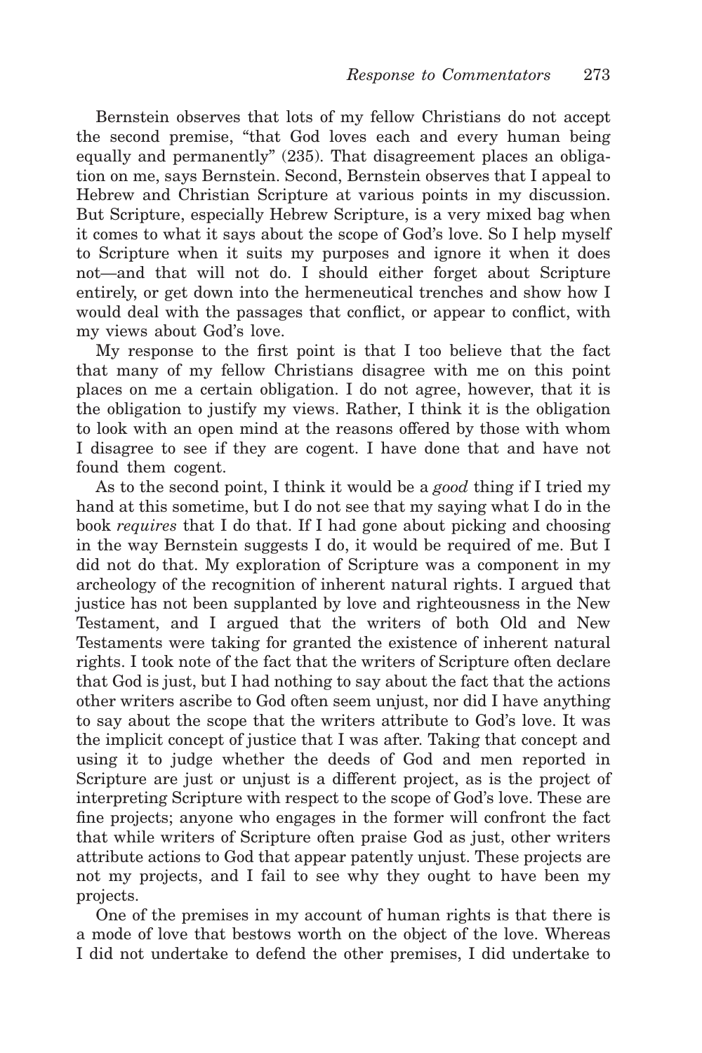Bernstein observes that lots of my fellow Christians do not accept the second premise, "that God loves each and every human being equally and permanently" (235). That disagreement places an obligation on me, says Bernstein. Second, Bernstein observes that I appeal to Hebrew and Christian Scripture at various points in my discussion. But Scripture, especially Hebrew Scripture, is a very mixed bag when it comes to what it says about the scope of God's love. So I help myself to Scripture when it suits my purposes and ignore it when it does not—and that will not do. I should either forget about Scripture entirely, or get down into the hermeneutical trenches and show how I would deal with the passages that conflict, or appear to conflict, with my views about God's love.

My response to the first point is that I too believe that the fact that many of my fellow Christians disagree with me on this point places on me a certain obligation. I do not agree, however, that it is the obligation to justify my views. Rather, I think it is the obligation to look with an open mind at the reasons offered by those with whom I disagree to see if they are cogent. I have done that and have not found them cogent.

As to the second point, I think it would be a *good* thing if I tried my hand at this sometime, but I do not see that my saying what I do in the book *requires* that I do that. If I had gone about picking and choosing in the way Bernstein suggests I do, it would be required of me. But I did not do that. My exploration of Scripture was a component in my archeology of the recognition of inherent natural rights. I argued that justice has not been supplanted by love and righteousness in the New Testament, and I argued that the writers of both Old and New Testaments were taking for granted the existence of inherent natural rights. I took note of the fact that the writers of Scripture often declare that God is just, but I had nothing to say about the fact that the actions other writers ascribe to God often seem unjust, nor did I have anything to say about the scope that the writers attribute to God's love. It was the implicit concept of justice that I was after. Taking that concept and using it to judge whether the deeds of God and men reported in Scripture are just or unjust is a different project, as is the project of interpreting Scripture with respect to the scope of God's love. These are fine projects; anyone who engages in the former will confront the fact that while writers of Scripture often praise God as just, other writers attribute actions to God that appear patently unjust. These projects are not my projects, and I fail to see why they ought to have been my projects.

One of the premises in my account of human rights is that there is a mode of love that bestows worth on the object of the love. Whereas I did not undertake to defend the other premises, I did undertake to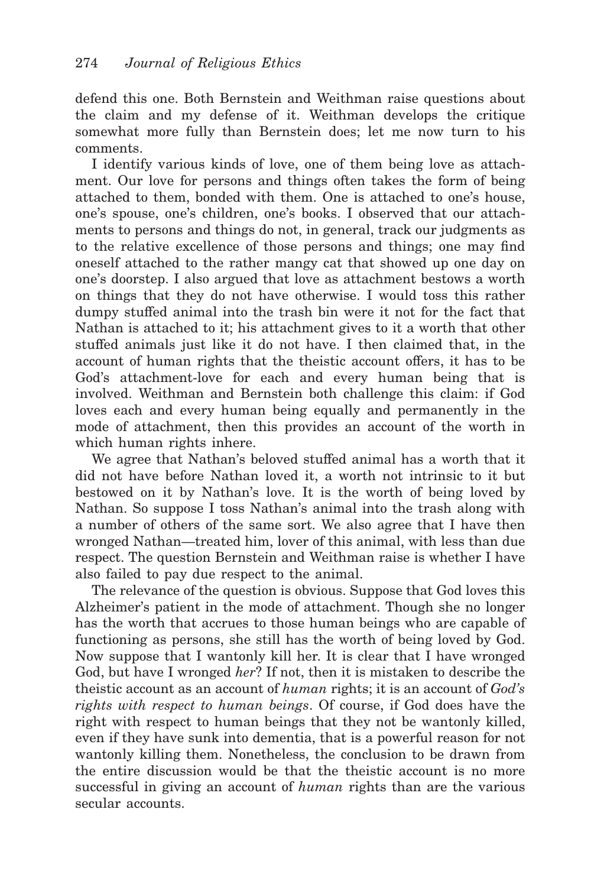defend this one. Both Bernstein and Weithman raise questions about the claim and my defense of it. Weithman develops the critique somewhat more fully than Bernstein does; let me now turn to his comments.

I identify various kinds of love, one of them being love as attachment. Our love for persons and things often takes the form of being attached to them, bonded with them. One is attached to one's house, one's spouse, one's children, one's books. I observed that our attachments to persons and things do not, in general, track our judgments as to the relative excellence of those persons and things; one may find oneself attached to the rather mangy cat that showed up one day on one's doorstep. I also argued that love as attachment bestows a worth on things that they do not have otherwise. I would toss this rather dumpy stuffed animal into the trash bin were it not for the fact that Nathan is attached to it; his attachment gives to it a worth that other stuffed animals just like it do not have. I then claimed that, in the account of human rights that the theistic account offers, it has to be God's attachment-love for each and every human being that is involved. Weithman and Bernstein both challenge this claim: if God loves each and every human being equally and permanently in the mode of attachment, then this provides an account of the worth in which human rights inhere.

We agree that Nathan's beloved stuffed animal has a worth that it did not have before Nathan loved it, a worth not intrinsic to it but bestowed on it by Nathan's love. It is the worth of being loved by Nathan. So suppose I toss Nathan's animal into the trash along with a number of others of the same sort. We also agree that I have then wronged Nathan—treated him, lover of this animal, with less than due respect. The question Bernstein and Weithman raise is whether I have also failed to pay due respect to the animal.

The relevance of the question is obvious. Suppose that God loves this Alzheimer's patient in the mode of attachment. Though she no longer has the worth that accrues to those human beings who are capable of functioning as persons, she still has the worth of being loved by God. Now suppose that I wantonly kill her. It is clear that I have wronged God, but have I wronged *her*? If not, then it is mistaken to describe the theistic account as an account of *human* rights; it is an account of *God's rights with respect to human beings*. Of course, if God does have the right with respect to human beings that they not be wantonly killed, even if they have sunk into dementia, that is a powerful reason for not wantonly killing them. Nonetheless, the conclusion to be drawn from the entire discussion would be that the theistic account is no more successful in giving an account of *human* rights than are the various secular accounts.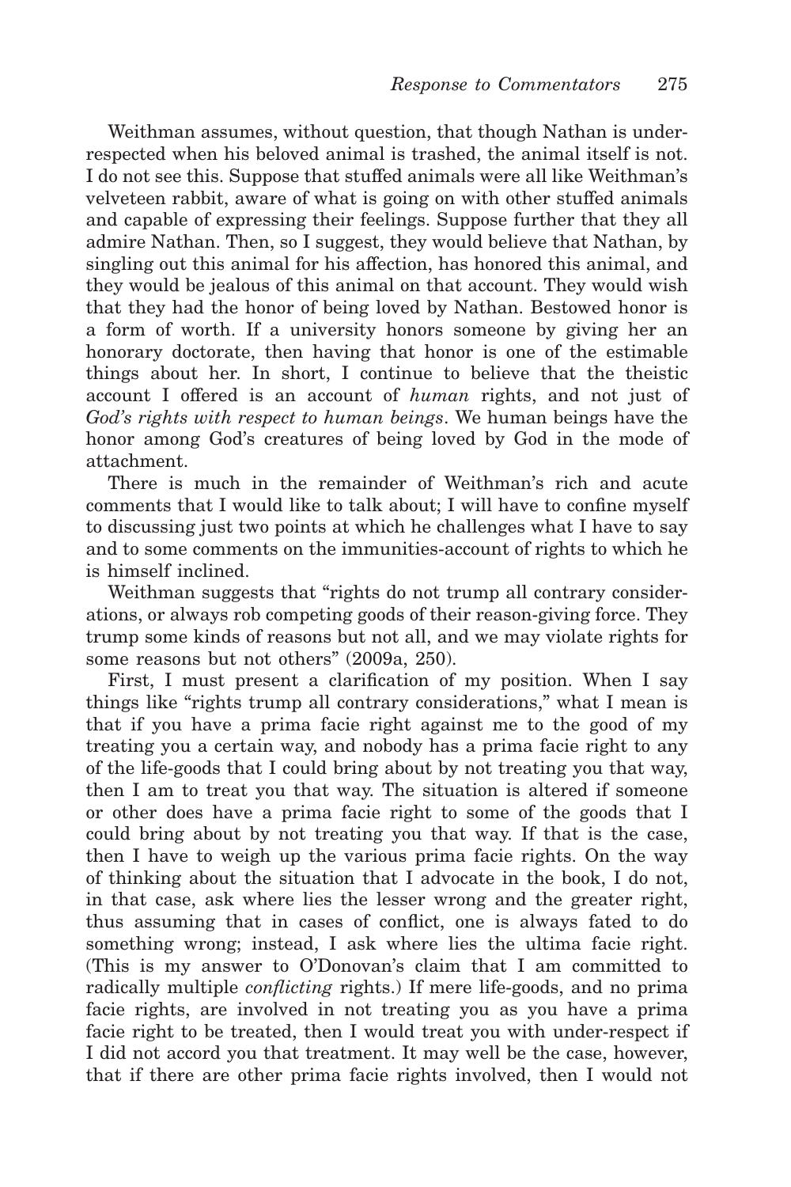Weithman assumes, without question, that though Nathan is under-respected when his beloved animal is trashed, the animal itself is not. I do not see this. Suppose that stuffed animals were all like Weithman's velveteen rabbit, aware of what is going on with other stuffed animals and capable of expressing their feelings. Suppose further that they all admire Nathan. Then, so I suggest, they would believe that Nathan, by singling out this animal for his affection, has honored this animal, and they would be jealous of this animal on that account. They would wish that they had the honor of being loved by Nathan. Bestowed honor is a form of worth. If a university honors someone by giving her an honorary doctorate, then having that honor is one of the estimable things about her. In short, I continue to believe that the theistic account I offered is an account of *human* rights, and not just of *God's rights with respect to human beings*. We human beings have the honor among God's creatures of being loved by God in the mode of attachment.

There is much in the remainder of Weithman's rich and acute comments that I would like to talk about; I will have to confine myself to discussing just two points at which he challenges what I have to say and to some comments on the immunities-account of rights to which he is himself inclined.

Weithman suggests that "rights do not trump all contrary considerations, or always rob competing goods of their reason-giving force. They trump some kinds of reasons but not all, and we may violate rights for some reasons but not others" (2009a, 250).

First, I must present a clarification of my position. When I say things like "rights trump all contrary considerations," what I mean is that if you have a prima facie right against me to the good of my treating you a certain way, and nobody has a prima facie right to any of the life-goods that I could bring about by not treating you that way, then I am to treat you that way. The situation is altered if someone or other does have a prima facie right to some of the goods that I could bring about by not treating you that way. If that is the case, then I have to weigh up the various prima facie rights. On the way of thinking about the situation that I advocate in the book, I do not, in that case, ask where lies the lesser wrong and the greater right, thus assuming that in cases of conflict, one is always fated to do something wrong; instead, I ask where lies the ultima facie right. (This is my answer to O'Donovan's claim that I am committed to radically multiple *conflicting* rights.) If mere life-goods, and no prima facie rights, are involved in not treating you as you have a prima facie right to be treated, then I would treat you with under-respect if I did not accord you that treatment. It may well be the case, however, that if there are other prima facie rights involved, then I would not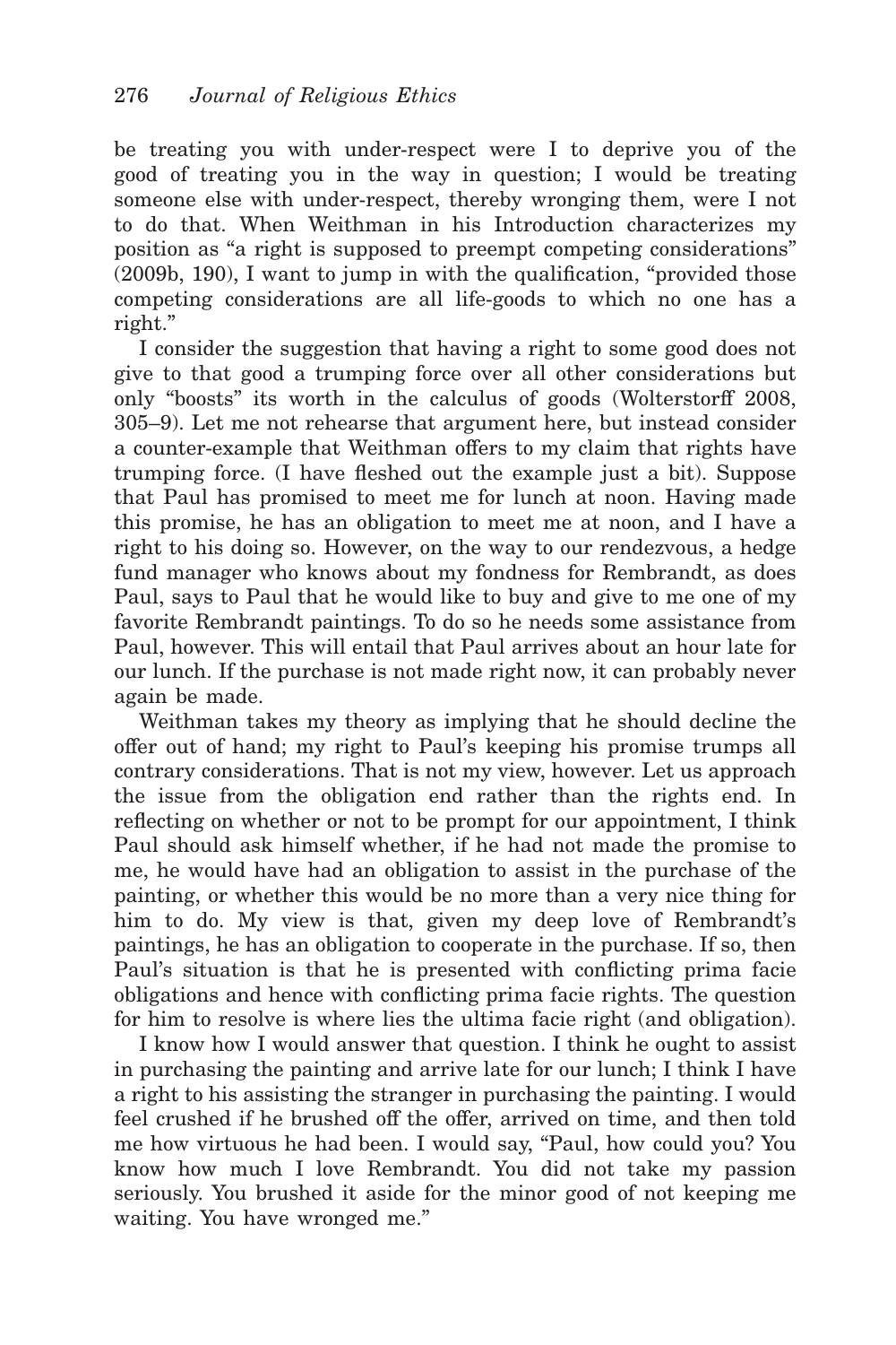be treating you with under-respect were I to deprive you of the good of treating you in the way in question; I would be treating someone else with under-respect, thereby wronging them, were I not to do that. When Weithman in his Introduction characterizes my position as "a right is supposed to preempt competing considerations" (2009b, 190), I want to jump in with the qualification, "provided those competing considerations are all life-goods to which no one has a right."

I consider the suggestion that having a right to some good does not give to that good a trumping force over all other considerations but only "boosts" its worth in the calculus of goods (Wolterstorff 2008, 305–9). Let me not rehearse that argument here, but instead consider a counter-example that Weithman offers to my claim that rights have trumping force. (I have fleshed out the example just a bit). Suppose that Paul has promised to meet me for lunch at noon. Having made this promise, he has an obligation to meet me at noon, and I have a right to his doing so. However, on the way to our rendezvous, a hedge fund manager who knows about my fondness for Rembrandt, as does Paul, says to Paul that he would like to buy and give to me one of my favorite Rembrandt paintings. To do so he needs some assistance from Paul, however. This will entail that Paul arrives about an hour late for our lunch. If the purchase is not made right now, it can probably never again be made.

Weithman takes my theory as implying that he should decline the offer out of hand; my right to Paul's keeping his promise trumps all contrary considerations. That is not my view, however. Let us approach the issue from the obligation end rather than the rights end. In reflecting on whether or not to be prompt for our appointment, I think Paul should ask himself whether, if he had not made the promise to me, he would have had an obligation to assist in the purchase of the painting, or whether this would be no more than a very nice thing for him to do. My view is that, given my deep love of Rembrandt's paintings, he has an obligation to cooperate in the purchase. If so, then Paul's situation is that he is presented with conflicting prima facie obligations and hence with conflicting prima facie rights. The question for him to resolve is where lies the ultima facie right (and obligation).

I know how I would answer that question. I think he ought to assist in purchasing the painting and arrive late for our lunch; I think I have a right to his assisting the stranger in purchasing the painting. I would feel crushed if he brushed off the offer, arrived on time, and then told me how virtuous he had been. I would say, "Paul, how could you? You know how much I love Rembrandt. You did not take my passion seriously. You brushed it aside for the minor good of not keeping me waiting. You have wronged me."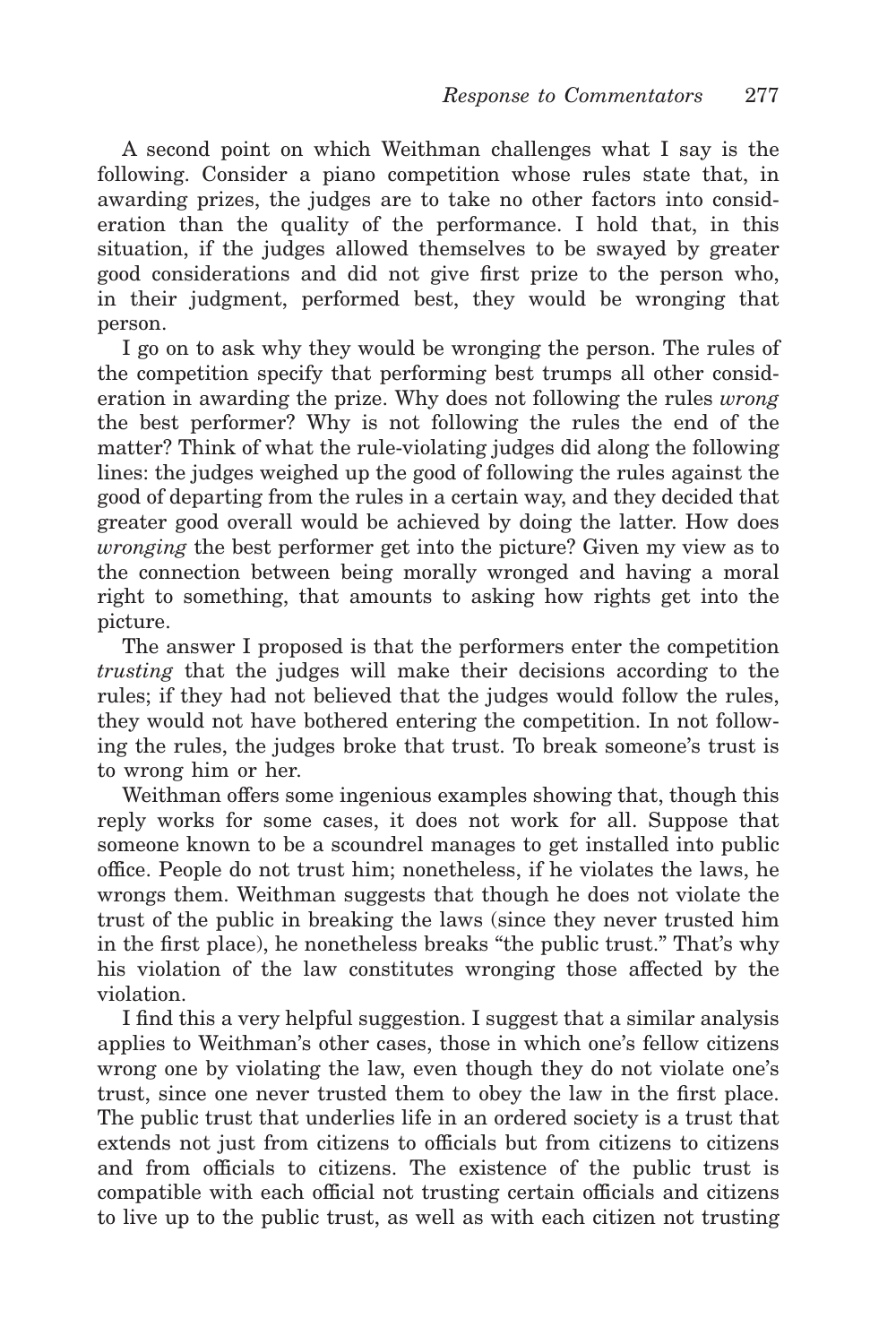A second point on which Weithman challenges what I say is the following. Consider a piano competition whose rules state that, in awarding prizes, the judges are to take no other factors into consideration than the quality of the performance. I hold that, in this situation, if the judges allowed themselves to be swayed by greater good considerations and did not give first prize to the person who, in their judgment, performed best, they would be wronging that person.

I go on to ask why they would be wronging the person. The rules of the competition specify that performing best trumps all other consideration in awarding the prize. Why does not following the rules *wrong* the best performer? Why is not following the rules the end of the matter? Think of what the rule-violating judges did along the following lines: the judges weighed up the good of following the rules against the good of departing from the rules in a certain way, and they decided that greater good overall would be achieved by doing the latter. How does *wronging* the best performer get into the picture? Given my view as to the connection between being morally wronged and having a moral right to something, that amounts to asking how rights get into the picture.

The answer I proposed is that the performers enter the competition *trusting* that the judges will make their decisions according to the rules; if they had not believed that the judges would follow the rules, they would not have bothered entering the competition. In not following the rules, the judges broke that trust. To break someone's trust is to wrong him or her.

Weithman offers some ingenious examples showing that, though this reply works for some cases, it does not work for all. Suppose that someone known to be a scoundrel manages to get installed into public office. People do not trust him; nonetheless, if he violates the laws, he wrongs them. Weithman suggests that though he does not violate the trust of the public in breaking the laws (since they never trusted him in the first place), he nonetheless breaks "the public trust." That's why his violation of the law constitutes wronging those affected by the violation.

I find this a very helpful suggestion. I suggest that a similar analysis applies to Weithman's other cases, those in which one's fellow citizens wrong one by violating the law, even though they do not violate one's trust, since one never trusted them to obey the law in the first place. The public trust that underlies life in an ordered society is a trust that extends not just from citizens to officials but from citizens to citizens and from officials to citizens. The existence of the public trust is compatible with each official not trusting certain officials and citizens to live up to the public trust, as well as with each citizen not trusting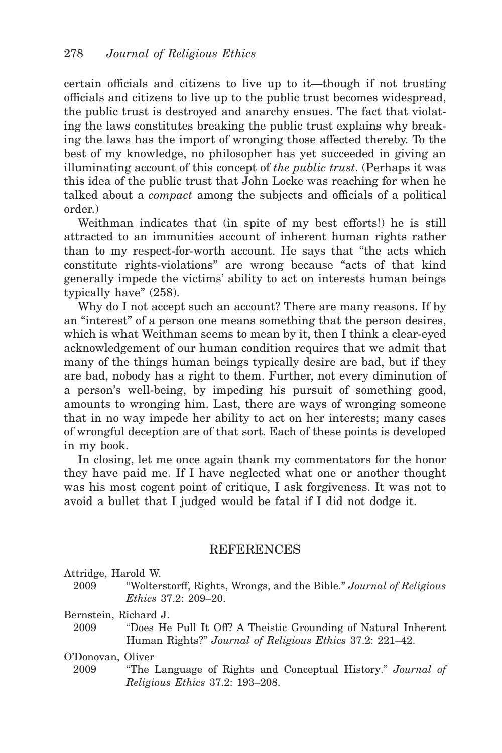certain officials and citizens to live up to it—though if not trusting officials and citizens to live up to the public trust becomes widespread, the public trust is destroyed and anarchy ensues. The fact that violating the laws constitutes breaking the public trust explains why breaking the laws has the import of wronging those affected thereby. To the best of my knowledge, no philosopher has yet succeeded in giving an illuminating account of this concept of *the public trust*. (Perhaps it was this idea of the public trust that John Locke was reaching for when he talked about a *compact* among the subjects and officials of a political order.)

Weithman indicates that (in spite of my best efforts!) he is still attracted to an immunities account of inherent human rights rather than to my respect-for-worth account. He says that "the acts which constitute rights-violations" are wrong because "acts of that kind generally impede the victims' ability to act on interests human beings typically have" (258).

Why do I not accept such an account? There are many reasons. If by an "interest" of a person one means something that the person desires, which is what Weithman seems to mean by it, then I think a clear-eyed acknowledgement of our human condition requires that we admit that many of the things human beings typically desire are bad, but if they are bad, nobody has a right to them. Further, not every diminution of a person's well-being, by impeding his pursuit of something good, amounts to wronging him. Last, there are ways of wronging someone that in no way impede her ability to act on her interests; many cases of wrongful deception are of that sort. Each of these points is developed in my book.

In closing, let me once again thank my commentators for the honor they have paid me. If I have neglected what one or another thought was his most cogent point of critique, I ask forgiveness. It was not to avoid a bullet that I judged would be fatal if I did not dodge it.

## REFERENCES

Attridge, Harold W.
2009 "Wolterstorff, Rights, Wrongs, and the Bible." *Journal of Religious Ethics* 37.2: 209–20.

Bernstein, Richard J.
2009 "Does He Pull It Off? A Theistic Grounding of Natural Inherent Human Rights?" *Journal of Religious Ethics* 37.2: 221–42.

O'Donovan, Oliver
2009 "The Language of Rights and Conceptual History." *Journal of Religious Ethics* 37.2: 193–208.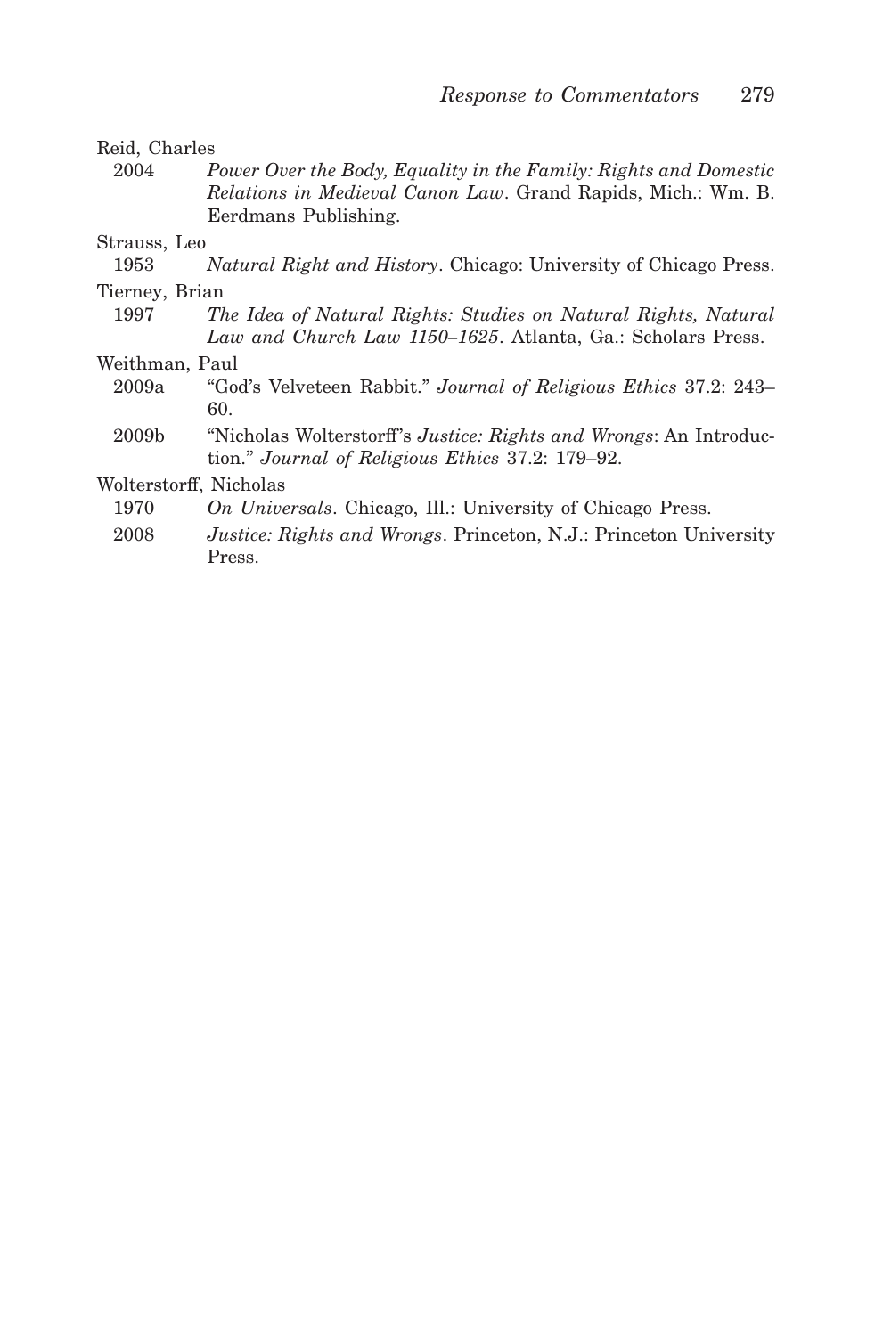Reid, Charles

2004 *Power Over the Body, Equality in the Family: Rights and Domestic Relations in Medieval Canon Law*. Grand Rapids, Mich.: Wm. B. Eerdmans Publishing.

Strauss, Leo

1953 *Natural Right and History*. Chicago: University of Chicago Press.

Tierney, Brian

1997 *The Idea of Natural Rights: Studies on Natural Rights, Natural Law and Church Law 1150–1625*. Atlanta, Ga.: Scholars Press.

Weithman, Paul

2009a "God's Velveteen Rabbit." *Journal of Religious Ethics* 37.2: 243–60.

2009b "Nicholas Wolterstorff's *Justice: Rights and Wrongs*: An Introduction." *Journal of Religious Ethics* 37.2: 179–92.

Wolterstorff, Nicholas

1970 *On Universals*. Chicago, Ill.: University of Chicago Press.

2008 *Justice: Rights and Wrongs*. Princeton, N.J.: Princeton University Press.